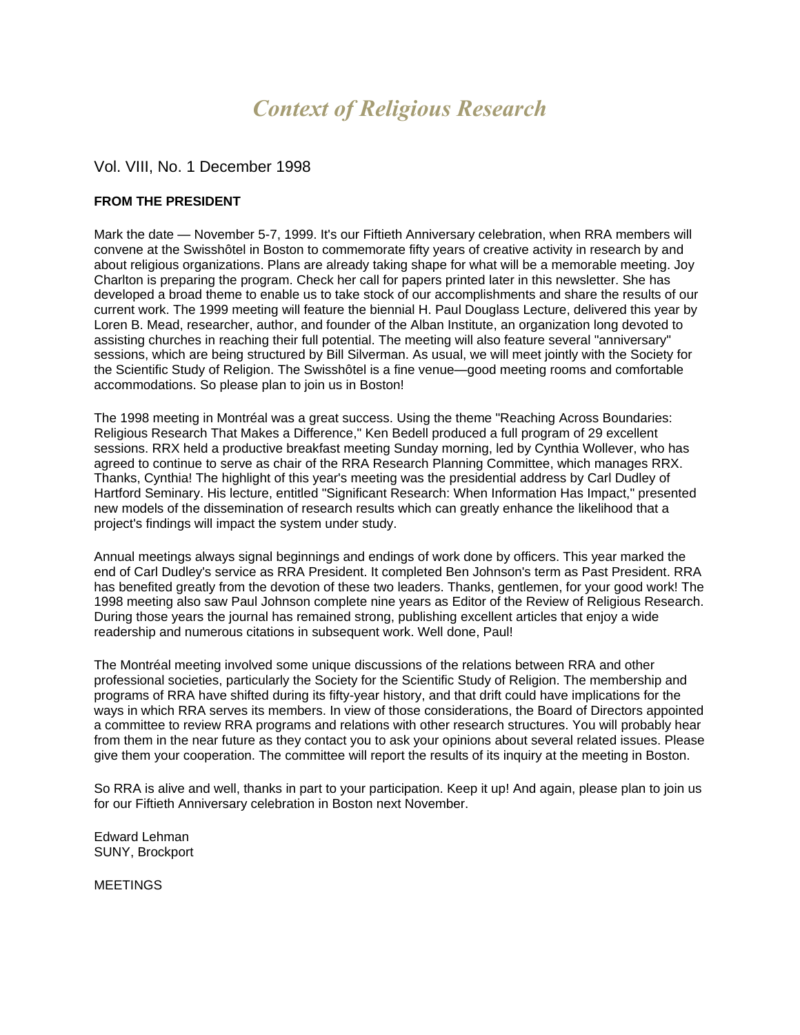# *Context of Religious Research*

Vol. VIII, No. 1 December 1998

**FROM THE PRESIDENT**

Mark the date — November 5-7, 1999. It's our Fiftieth Anniversary celebration, when RRA members will convene at the Swisshôtel in Boston to commemorate fifty years of creative activity in research by and about religious organizations. Plans are already taking shape for what will be a memorable meeting. Joy Charlton is preparing the program. Check her call for papers printed later in this newsletter. She has developed a broad theme to enable us to take stock of our accomplishments and share the results of our current work. The 1999 meeting will feature the biennial H. Paul Douglass Lecture, delivered this year by Loren B. Mead, researcher, author, and founder of the Alban Institute, an organization long devoted to assisting churches in reaching their full potential. The meeting will also feature several "anniversary" sessions, which are being structured by Bill Silverman. As usual, we will meet jointly with the Society for the Scientific Study of Religion. The Swisshôtel is a fine venue—good meeting rooms and comfortable accommodations. So please plan to join us in Boston!

The 1998 meeting in Montréal was a great success. Using the theme "Reaching Across Boundaries: Religious Research That Makes a Difference," Ken Bedell produced a full program of 29 excellent sessions. RRX held a productive breakfast meeting Sunday morning, led by Cynthia Wollever, who has agreed to continue to serve as chair of the RRA Research Planning Committee, which manages RRX. Thanks, Cynthia! The highlight of this year's meeting was the presidential address by Carl Dudley of Hartford Seminary. His lecture, entitled "Significant Research: When Information Has Impact," presented new models of the dissemination of research results which can greatly enhance the likelihood that a project's findings will impact the system under study.

Annual meetings always signal beginnings and endings of work done by officers. This year marked the end of Carl Dudley's service as RRA President. It completed Ben Johnson's term as Past President. RRA has benefited greatly from the devotion of these two leaders. Thanks, gentlemen, for your good work! The 1998 meeting also saw Paul Johnson complete nine years as Editor of the Review of Religious Research. During those years the journal has remained strong, publishing excellent articles that enjoy a wide readership and numerous citations in subsequent work. Well done, Paul!

The Montréal meeting involved some unique discussions of the relations between RRA and other professional societies, particularly the Society for the Scientific Study of Religion. The membership and programs of RRA have shifted during its fifty-year history, and that drift could have implications for the ways in which RRA serves its members. In view of those considerations, the Board of Directors appointed a committee to review RRA programs and relations with other research structures. You will probably hear from them in the near future as they contact you to ask your opinions about several related issues. Please give them your cooperation. The committee will report the results of its inquiry at the meeting in Boston.

So RRA is alive and well, thanks in part to your participation. Keep it up! And again, please plan to join us for our Fiftieth Anniversary celebration in Boston next November.

Edward Lehman
SUNY, Brockport

MEETINGS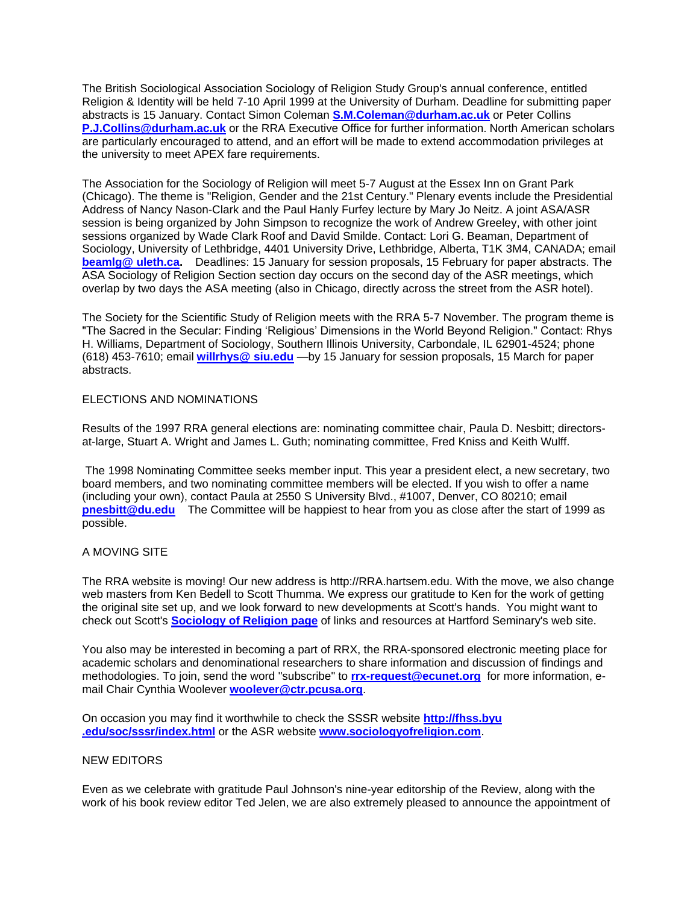The British Sociological Association Sociology of Religion Study Group's annual conference, entitled Religion & Identity will be held 7-10 April 1999 at the University of Durham. Deadline for submitting paper abstracts is 15 January. Contact Simon Coleman **S.M.Coleman@durham.ac.uk** or Peter Collins **P.J.Collins@durham.ac.uk** or the RRA Executive Office for further information. North American scholars are particularly encouraged to attend, and an effort will be made to extend accommodation privileges at the university to meet APEX fare requirements.

The Association for the Sociology of Religion will meet 5-7 August at the Essex Inn on Grant Park (Chicago). The theme is "Religion, Gender and the 21st Century." Plenary events include the Presidential Address of Nancy Nason-Clark and the Paul Hanly Furfey lecture by Mary Jo Neitz. A joint ASA/ASR session is being organized by John Simpson to recognize the work of Andrew Greeley, with other joint sessions organized by Wade Clark Roof and David Smilde. Contact: Lori G. Beaman, Department of Sociology, University of Lethbridge, 4401 University Drive, Lethbridge, Alberta, T1K 3M4, CANADA; email **beamlg@ uleth.ca.** Deadlines: 15 January for session proposals, 15 February for paper abstracts. The ASA Sociology of Religion Section section day occurs on the second day of the ASR meetings, which overlap by two days the ASA meeting (also in Chicago, directly across the street from the ASR hotel).

The Society for the Scientific Study of Religion meets with the RRA 5-7 November. The program theme is "The Sacred in the Secular: Finding 'Religious' Dimensions in the World Beyond Religion." Contact: Rhys H. Williams, Department of Sociology, Southern Illinois University, Carbondale, IL 62901-4524; phone (618) 453-7610; email **willrhys@ siu.edu** —by 15 January for session proposals, 15 March for paper abstracts.

ELECTIONS AND NOMINATIONS

Results of the 1997 RRA general elections are: nominating committee chair, Paula D. Nesbitt; directors-at-large, Stuart A. Wright and James L. Guth; nominating committee, Fred Kniss and Keith Wulff.

The 1998 Nominating Committee seeks member input. This year a president elect, a new secretary, two board members, and two nominating committee members will be elected. If you wish to offer a name (including your own), contact Paula at 2550 S University Blvd., #1007, Denver, CO 80210; email **pnesbitt@du.edu** The Committee will be happiest to hear from you as close after the start of 1999 as possible.

A MOVING SITE

The RRA website is moving! Our new address is http://RRA.hartsem.edu. With the move, we also change web masters from Ken Bedell to Scott Thumma. We express our gratitude to Ken for the work of getting the original site set up, and we look forward to new developments at Scott's hands. You might want to check out Scott's **Sociology of Religion page** of links and resources at Hartford Seminary's web site.

You also may be interested in becoming a part of RRX, the RRA-sponsored electronic meeting place for academic scholars and denominational researchers to share information and discussion of findings and methodologies. To join, send the word "subscribe" to **rrx-request@ecunet.org** for more information, e-mail Chair Cynthia Woolever **woolever@ctr.pcusa.org**.

On occasion you may find it worthwhile to check the SSSR website **http://fhss.byu .edu/soc/sssr/index.html** or the ASR website **www.sociologyofreligion.com**.

NEW EDITORS

Even as we celebrate with gratitude Paul Johnson's nine-year editorship of the Review, along with the work of his book review editor Ted Jelen, we are also extremely pleased to announce the appointment of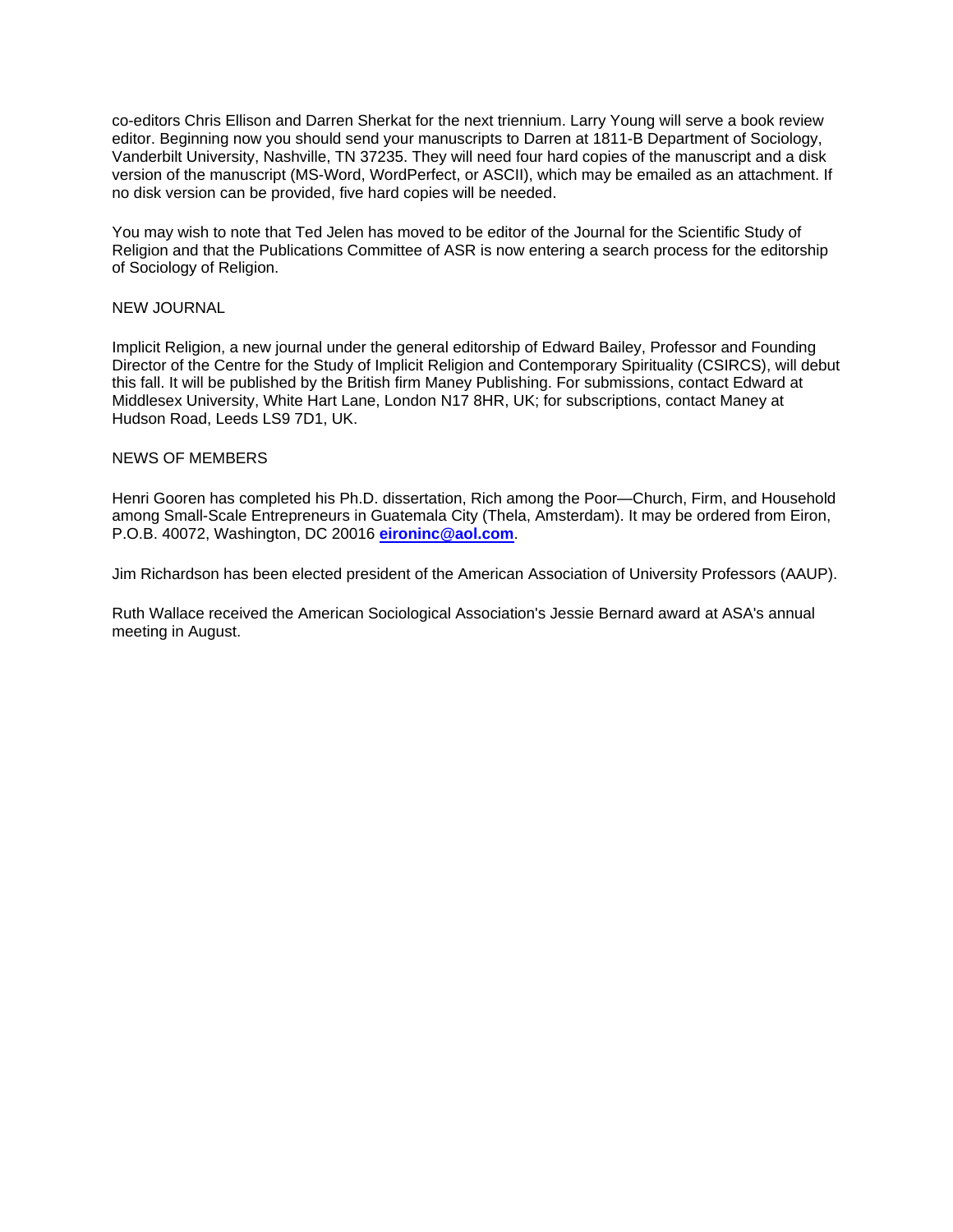co-editors Chris Ellison and Darren Sherkat for the next triennium. Larry Young will serve a book review editor. Beginning now you should send your manuscripts to Darren at 1811-B Department of Sociology, Vanderbilt University, Nashville, TN 37235. They will need four hard copies of the manuscript and a disk version of the manuscript (MS-Word, WordPerfect, or ASCII), which may be emailed as an attachment. If no disk version can be provided, five hard copies will be needed.

You may wish to note that Ted Jelen has moved to be editor of the Journal for the Scientific Study of Religion and that the Publications Committee of ASR is now entering a search process for the editorship of Sociology of Religion.

## NEW JOURNAL

Implicit Religion, a new journal under the general editorship of Edward Bailey, Professor and Founding Director of the Centre for the Study of Implicit Religion and Contemporary Spirituality (CSIRCS), will debut this fall. It will be published by the British firm Maney Publishing. For submissions, contact Edward at Middlesex University, White Hart Lane, London N17 8HR, UK; for subscriptions, contact Maney at Hudson Road, Leeds LS9 7D1, UK.

## NEWS OF MEMBERS

Henri Gooren has completed his Ph.D. dissertation, Rich among the Poor—Church, Firm, and Household among Small-Scale Entrepreneurs in Guatemala City (Thela, Amsterdam). It may be ordered from Eiron, P.O.B. 40072, Washington, DC 20016 **eironinc@aol.com**.

Jim Richardson has been elected president of the American Association of University Professors (AAUP).

Ruth Wallace received the American Sociological Association's Jessie Bernard award at ASA's annual meeting in August.